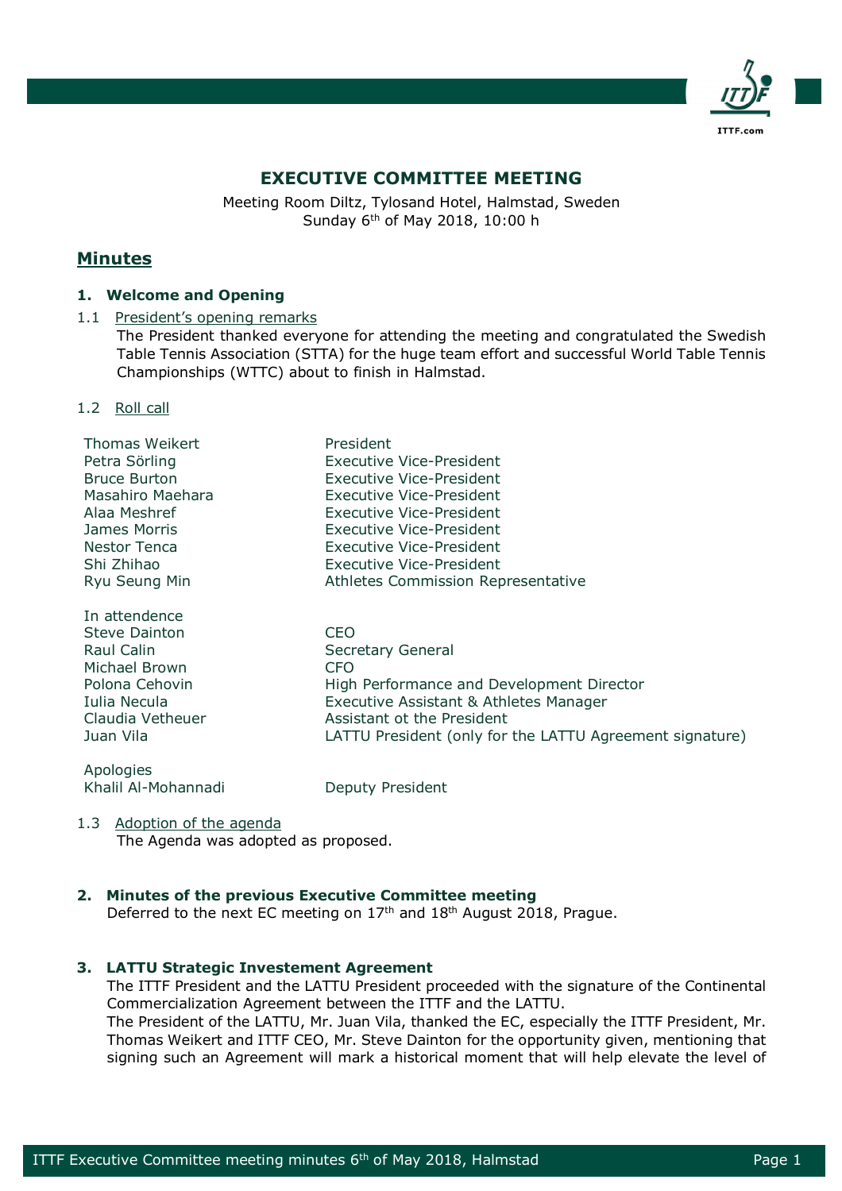# EXECUTIVE COMMITTEE MEETING

Meeting Room Diltz, Tylosand Hotel, Halmstad, Sweden
Sunday 6th of May 2018, 10:00 h

## Minutes

### 1. Welcome and Opening

1.1 President's opening remarks

The President thanked everyone for attending the meeting and congratulated the Swedish Table Tennis Association (STTA) for the huge team effort and successful World Table Tennis Championships (WTTC) about to finish in Halmstad.

1.2 Roll call

| | |
|---|---|
| Thomas Weikert | President |
| Petra Sörling | Executive Vice-President |
| Bruce Burton | Executive Vice-President |
| Masahiro Maehara | Executive Vice-President |
| Alaa Meshref | Executive Vice-President |
| James Morris | Executive Vice-President |
| Nestor Tenca | Executive Vice-President |
| Shi Zhihao | Executive Vice-President |
| Ryu Seung Min | Athletes Commission Representative |

In attendence

| | |
|---|---|
| Steve Dainton | CEO |
| Raul Calin | Secretary General |
| Michael Brown | CFO |
| Polona Cehovin | High Performance and Development Director |
| Iulia Necula | Executive Assistant & Athletes Manager |
| Claudia Vetheuer | Assistant ot the President |
| Juan Vila | LATTU President (only for the LATTU Agreement signature) |

Apologies

| | |
|---|---|
| Khalil Al-Mohannadi | Deputy President |

1.3 Adoption of the agenda

The Agenda was adopted as proposed.

### 2. Minutes of the previous Executive Committee meeting

Deferred to the next EC meeting on 17th and 18th August 2018, Prague.

### 3. LATTU Strategic Investement Agreement

The ITTF President and the LATTU President proceeded with the signature of the Continental Commercialization Agreement between the ITTF and the LATTU.

The President of the LATTU, Mr. Juan Vila, thanked the EC, especially the ITTF President, Mr. Thomas Weikert and ITTF CEO, Mr. Steve Dainton for the opportunity given, mentioning that signing such an Agreement will mark a historical moment that will help elevate the level of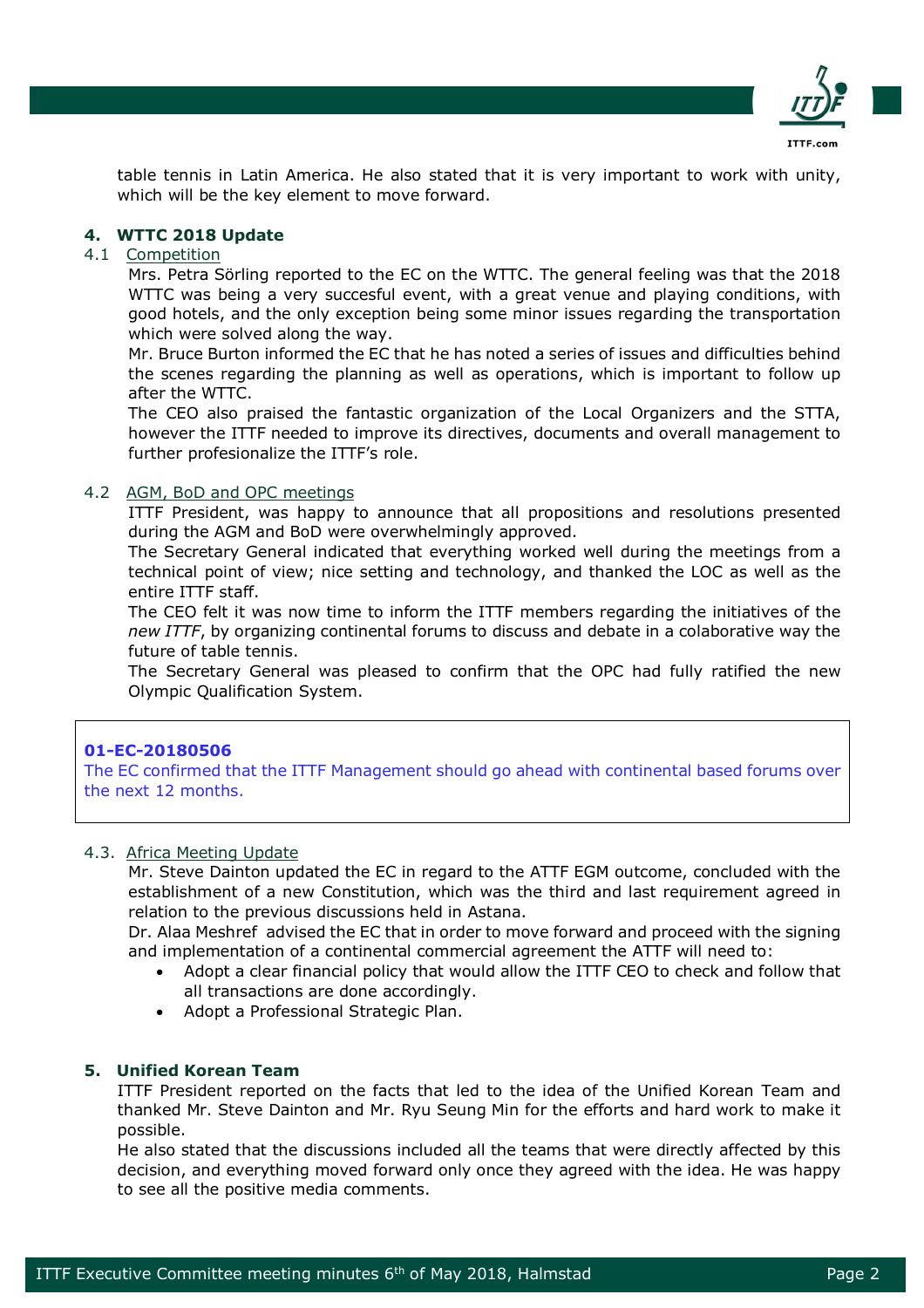table tennis in Latin America. He also stated that it is very important to work with unity, which will be the key element to move forward.

## 4. WTTC 2018 Update

### 4.1 Competition

Mrs. Petra Sörling reported to the EC on the WTTC. The general feeling was that the 2018 WTTC was being a very succesful event, with a great venue and playing conditions, with good hotels, and the only exception being some minor issues regarding the transportation which were solved along the way.

Mr. Bruce Burton informed the EC that he has noted a series of issues and difficulties behind the scenes regarding the planning as well as operations, which is important to follow up after the WTTC.

The CEO also praised the fantastic organization of the Local Organizers and the STTA, however the ITTF needed to improve its directives, documents and overall management to further profesionalize the ITTF's role.

### 4.2 AGM, BoD and OPC meetings

ITTF President, was happy to announce that all propositions and resolutions presented during the AGM and BoD were overwhelmingly approved.

The Secretary General indicated that everything worked well during the meetings from a technical point of view; nice setting and technology, and thanked the LOC as well as the entire ITTF staff.

The CEO felt it was now time to inform the ITTF members regarding the initiatives of the *new ITTF*, by organizing continental forums to discuss and debate in a colaborative way the future of table tennis.

The Secretary General was pleased to confirm that the OPC had fully ratified the new Olympic Qualification System.

> **01-EC-20180506**
> The EC confirmed that the ITTF Management should go ahead with continental based forums over the next 12 months.

### 4.3. Africa Meeting Update

Mr. Steve Dainton updated the EC in regard to the ATTF EGM outcome, concluded with the establishment of a new Constitution, which was the third and last requirement agreed in relation to the previous discussions held in Astana.

Dr. Alaa Meshref advised the EC that in order to move forward and proceed with the signing and implementation of a continental commercial agreement the ATTF will need to:

- Adopt a clear financial policy that would allow the ITTF CEO to check and follow that all transactions are done accordingly.
- Adopt a Professional Strategic Plan.

## 5. Unified Korean Team

ITTF President reported on the facts that led to the idea of the Unified Korean Team and thanked Mr. Steve Dainton and Mr. Ryu Seung Min for the efforts and hard work to make it possible.

He also stated that the discussions included all the teams that were directly affected by this decision, and everything moved forward only once they agreed with the idea. He was happy to see all the positive media comments.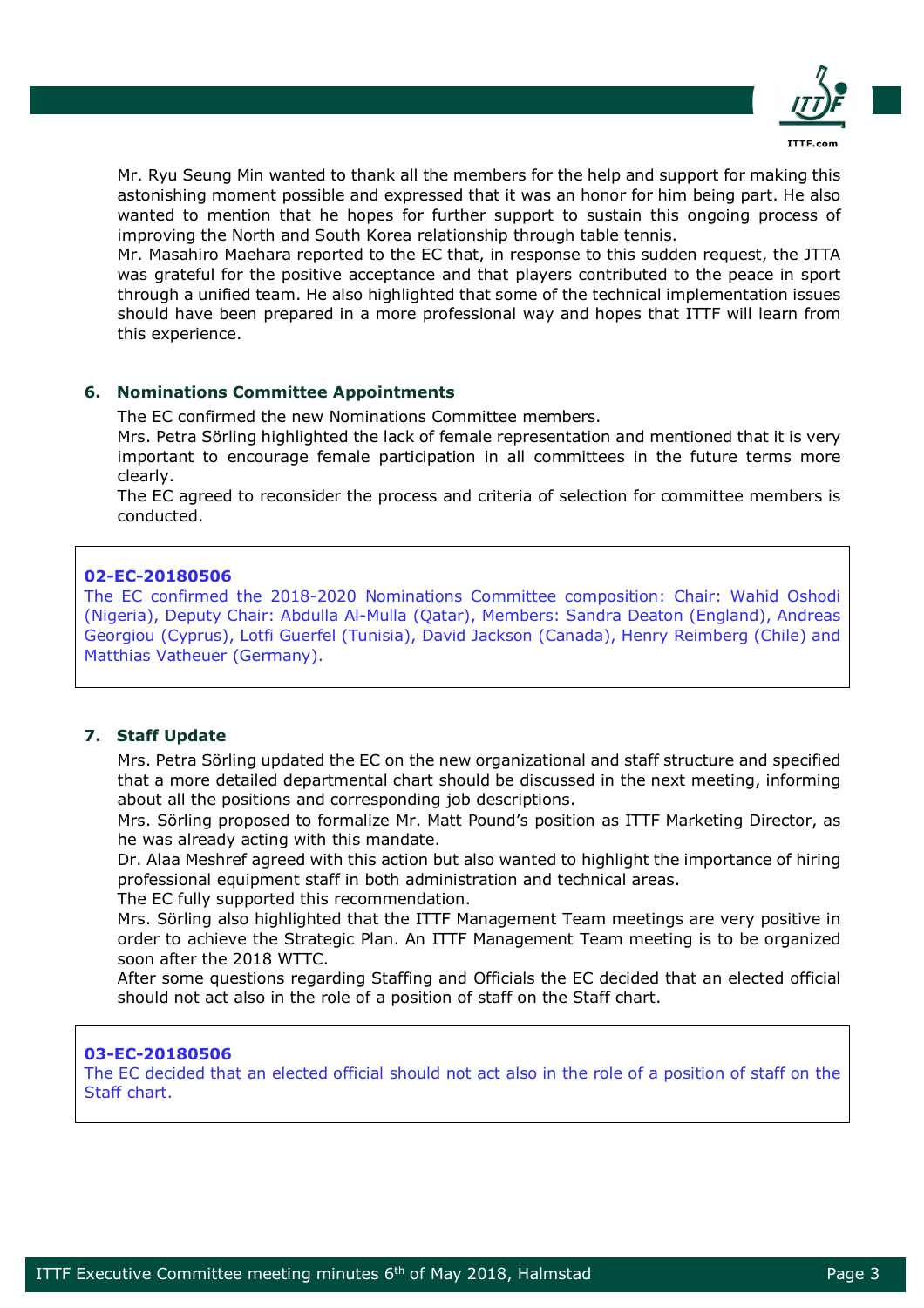Mr. Ryu Seung Min wanted to thank all the members for the help and support for making this astonishing moment possible and expressed that it was an honor for him being part. He also wanted to mention that he hopes for further support to sustain this ongoing process of improving the North and South Korea relationship through table tennis.

Mr. Masahiro Maehara reported to the EC that, in response to this sudden request, the JTTA was grateful for the positive acceptance and that players contributed to the peace in sport through a unified team. He also highlighted that some of the technical implementation issues should have been prepared in a more professional way and hopes that ITTF will learn from this experience.

## 6. Nominations Committee Appointments

The EC confirmed the new Nominations Committee members.

Mrs. Petra Sörling highlighted the lack of female representation and mentioned that it is very important to encourage female participation in all committees in the future terms more clearly.

The EC agreed to reconsider the process and criteria of selection for committee members is conducted.

> **02-EC-20180506**
> The EC confirmed the 2018-2020 Nominations Committee composition: Chair: Wahid Oshodi (Nigeria), Deputy Chair: Abdulla Al-Mulla (Qatar), Members: Sandra Deaton (England), Andreas Georgiou (Cyprus), Lotfi Guerfel (Tunisia), David Jackson (Canada), Henry Reimberg (Chile) and Matthias Vatheuer (Germany).

## 7. Staff Update

Mrs. Petra Sörling updated the EC on the new organizational and staff structure and specified that a more detailed departmental chart should be discussed in the next meeting, informing about all the positions and corresponding job descriptions.

Mrs. Sörling proposed to formalize Mr. Matt Pound's position as ITTF Marketing Director, as he was already acting with this mandate.

Dr. Alaa Meshref agreed with this action but also wanted to highlight the importance of hiring professional equipment staff in both administration and technical areas.

The EC fully supported this recommendation.

Mrs. Sörling also highlighted that the ITTF Management Team meetings are very positive in order to achieve the Strategic Plan. An ITTF Management Team meeting is to be organized soon after the 2018 WTTC.

After some questions regarding Staffing and Officials the EC decided that an elected official should not act also in the role of a position of staff on the Staff chart.

> **03-EC-20180506**
> The EC decided that an elected official should not act also in the role of a position of staff on the Staff chart.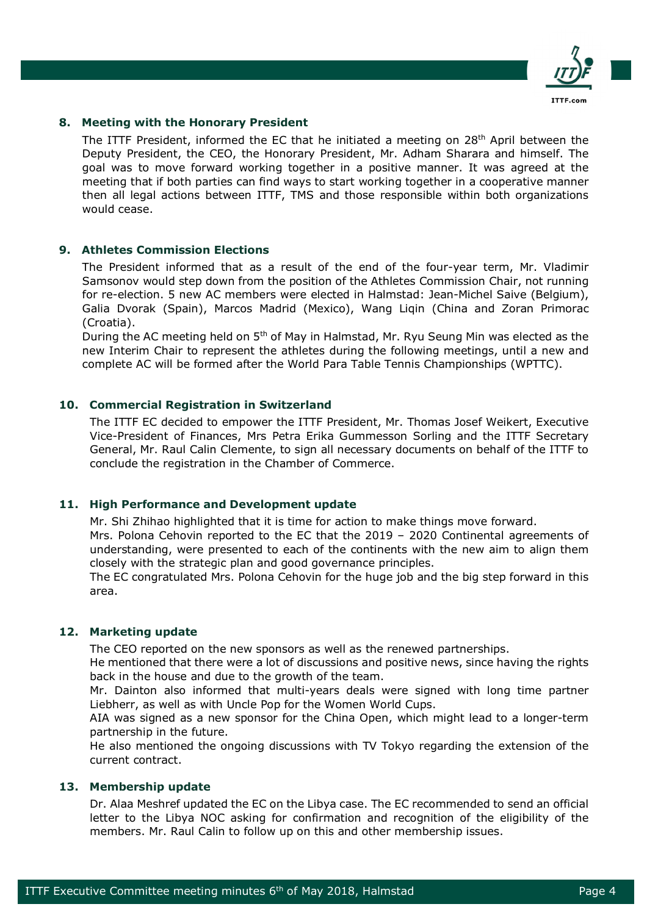## 8. Meeting with the Honorary President

The ITTF President, informed the EC that he initiated a meeting on 28th April between the Deputy President, the CEO, the Honorary President, Mr. Adham Sharara and himself. The goal was to move forward working together in a positive manner. It was agreed at the meeting that if both parties can find ways to start working together in a cooperative manner then all legal actions between ITTF, TMS and those responsible within both organizations would cease.

## 9. Athletes Commission Elections

The President informed that as a result of the end of the four-year term, Mr. Vladimir Samsonov would step down from the position of the Athletes Commission Chair, not running for re-election. 5 new AC members were elected in Halmstad: Jean-Michel Saive (Belgium), Galia Dvorak (Spain), Marcos Madrid (Mexico), Wang Liqin (China and Zoran Primorac (Croatia).

During the AC meeting held on 5th of May in Halmstad, Mr. Ryu Seung Min was elected as the new Interim Chair to represent the athletes during the following meetings, until a new and complete AC will be formed after the World Para Table Tennis Championships (WPTTC).

## 10. Commercial Registration in Switzerland

The ITTF EC decided to empower the ITTF President, Mr. Thomas Josef Weikert, Executive Vice-President of Finances, Mrs Petra Erika Gummesson Sorling and the ITTF Secretary General, Mr. Raul Calin Clemente, to sign all necessary documents on behalf of the ITTF to conclude the registration in the Chamber of Commerce.

## 11. High Performance and Development update

Mr. Shi Zhihao highlighted that it is time for action to make things move forward.

Mrs. Polona Cehovin reported to the EC that the 2019 – 2020 Continental agreements of understanding, were presented to each of the continents with the new aim to align them closely with the strategic plan and good governance principles.

The EC congratulated Mrs. Polona Cehovin for the huge job and the big step forward in this area.

## 12. Marketing update

The CEO reported on the new sponsors as well as the renewed partnerships.

He mentioned that there were a lot of discussions and positive news, since having the rights back in the house and due to the growth of the team.

Mr. Dainton also informed that multi-years deals were signed with long time partner Liebherr, as well as with Uncle Pop for the Women World Cups.

AIA was signed as a new sponsor for the China Open, which might lead to a longer-term partnership in the future.

He also mentioned the ongoing discussions with TV Tokyo regarding the extension of the current contract.

## 13. Membership update

Dr. Alaa Meshref updated the EC on the Libya case. The EC recommended to send an official letter to the Libya NOC asking for confirmation and recognition of the eligibility of the members. Mr. Raul Calin to follow up on this and other membership issues.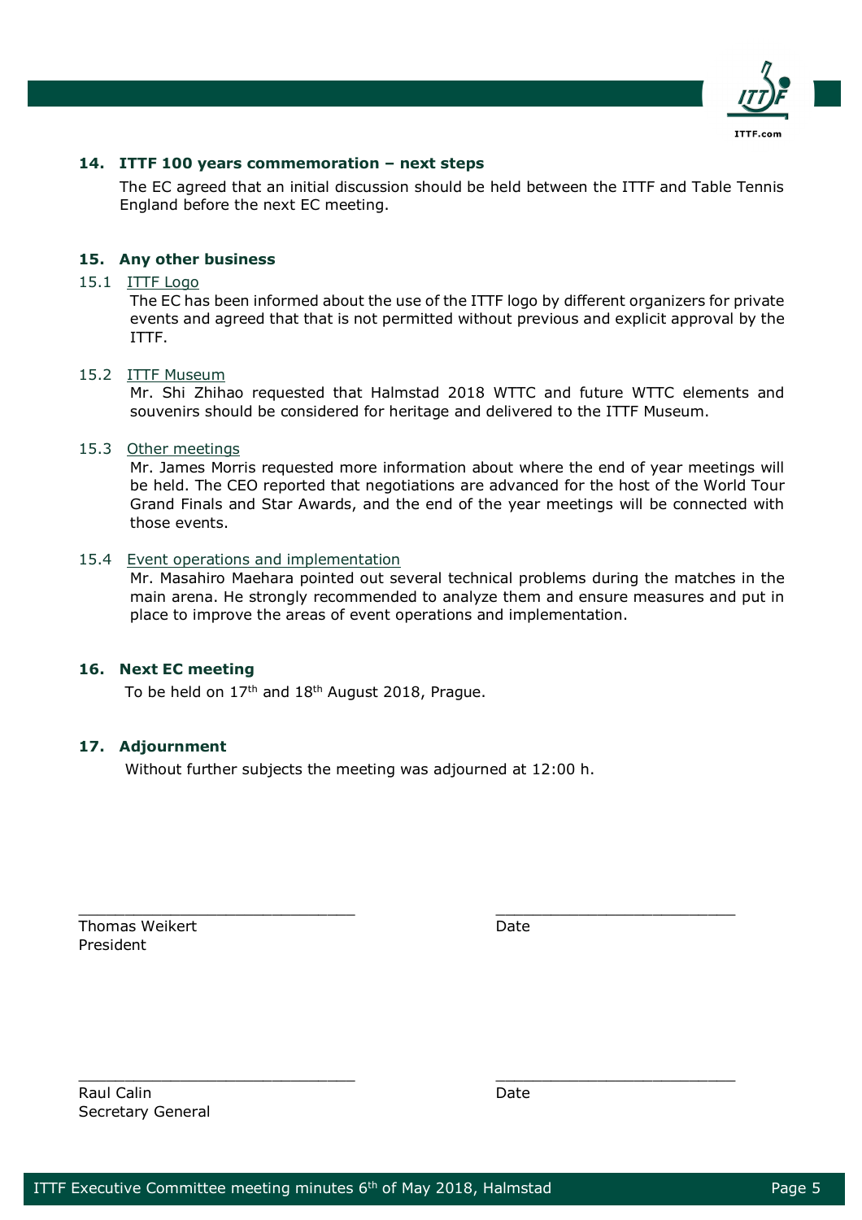## 14. ITTF 100 years commemoration – next steps

The EC agreed that an initial discussion should be held between the ITTF and Table Tennis England before the next EC meeting.

## 15. Any other business

### 15.1 ITTF Logo

The EC has been informed about the use of the ITTF logo by different organizers for private events and agreed that that is not permitted without previous and explicit approval by the ITTF.

### 15.2 ITTF Museum

Mr. Shi Zhihao requested that Halmstad 2018 WTTC and future WTTC elements and souvenirs should be considered for heritage and delivered to the ITTF Museum.

### 15.3 Other meetings

Mr. James Morris requested more information about where the end of year meetings will be held. The CEO reported that negotiations are advanced for the host of the World Tour Grand Finals and Star Awards, and the end of the year meetings will be connected with those events.

### 15.4 Event operations and implementation

Mr. Masahiro Maehara pointed out several technical problems during the matches in the main arena. He strongly recommended to analyze them and ensure measures and put in place to improve the areas of event operations and implementation.

## 16. Next EC meeting

To be held on 17th and 18th August 2018, Prague.

## 17. Adjournment

Without further subjects the meeting was adjourned at 12:00 h.

\_\_\_\_\_\_\_\_\_\_\_\_\_\_\_\_\_\_\_\_\_\_\_\_\_\_\_\_\_\_ \_\_\_\_\_\_\_\_\_\_\_\_\_\_\_\_\_\_\_\_\_\_\_\_\_\_

Thomas Weikert Date
President

\_\_\_\_\_\_\_\_\_\_\_\_\_\_\_\_\_\_\_\_\_\_\_\_\_\_\_\_\_\_ \_\_\_\_\_\_\_\_\_\_\_\_\_\_\_\_\_\_\_\_\_\_\_\_\_\_

Raul Calin Date
Secretary General